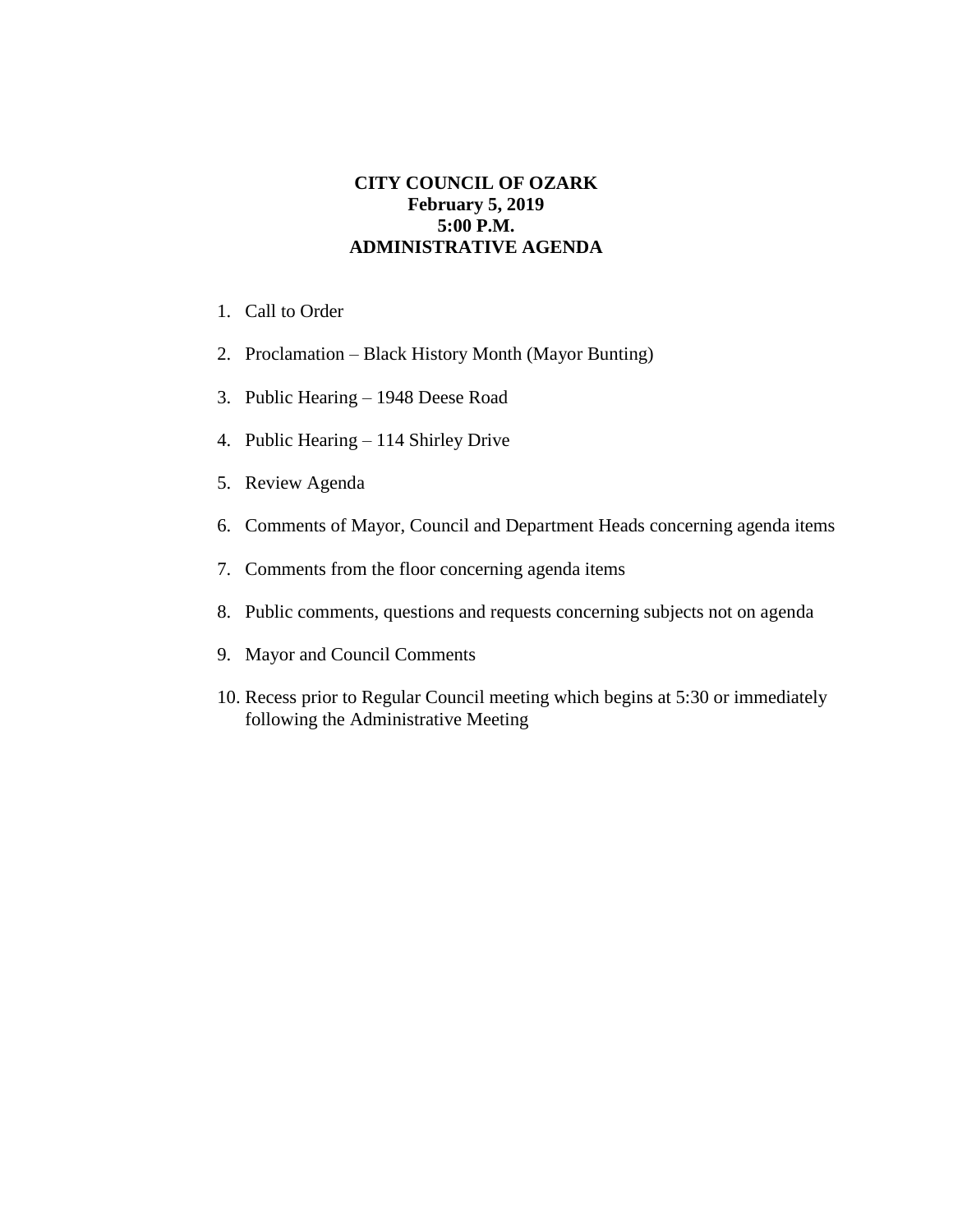# CITY COUNCIL OF OZARK
**February 5, 2019**
**5:00 P.M.**
**ADMINISTRATIVE AGENDA**

1. Call to Order

2. Proclamation – Black History Month (Mayor Bunting)

3. Public Hearing – 1948 Deese Road

4. Public Hearing – 114 Shirley Drive

5. Review Agenda

6. Comments of Mayor, Council and Department Heads concerning agenda items

7. Comments from the floor concerning agenda items

8. Public comments, questions and requests concerning subjects not on agenda

9. Mayor and Council Comments

10. Recess prior to Regular Council meeting which begins at 5:30 or immediately following the Administrative Meeting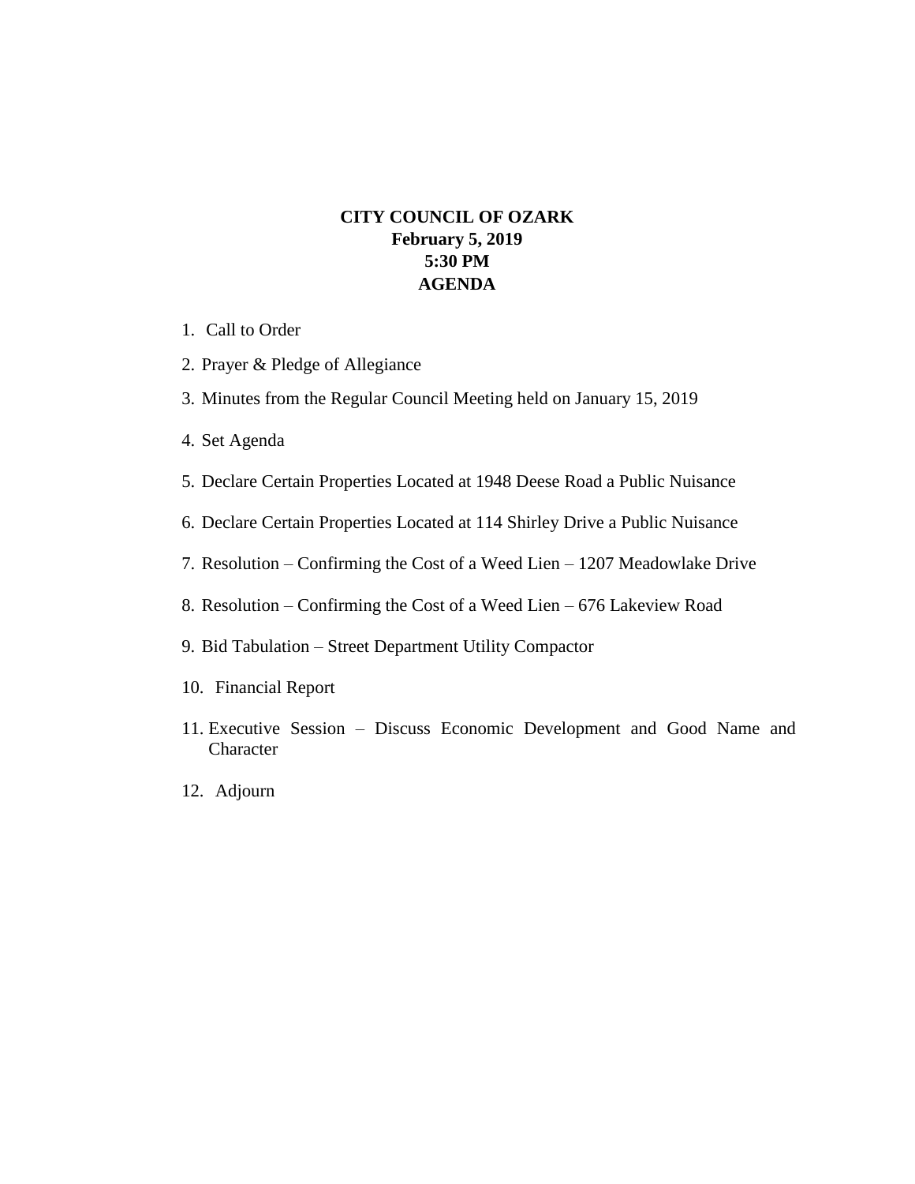**CITY COUNCIL OF OZARK**
**February 5, 2019**
**5:30 PM**
**AGENDA**

1. Call to Order
2. Prayer & Pledge of Allegiance
3. Minutes from the Regular Council Meeting held on January 15, 2019
4. Set Agenda
5. Declare Certain Properties Located at 1948 Deese Road a Public Nuisance
6. Declare Certain Properties Located at 114 Shirley Drive a Public Nuisance
7. Resolution – Confirming the Cost of a Weed Lien – 1207 Meadowlake Drive
8. Resolution – Confirming the Cost of a Weed Lien – 676 Lakeview Road
9. Bid Tabulation – Street Department Utility Compactor
10. Financial Report
11. Executive Session – Discuss Economic Development and Good Name and Character
12. Adjourn